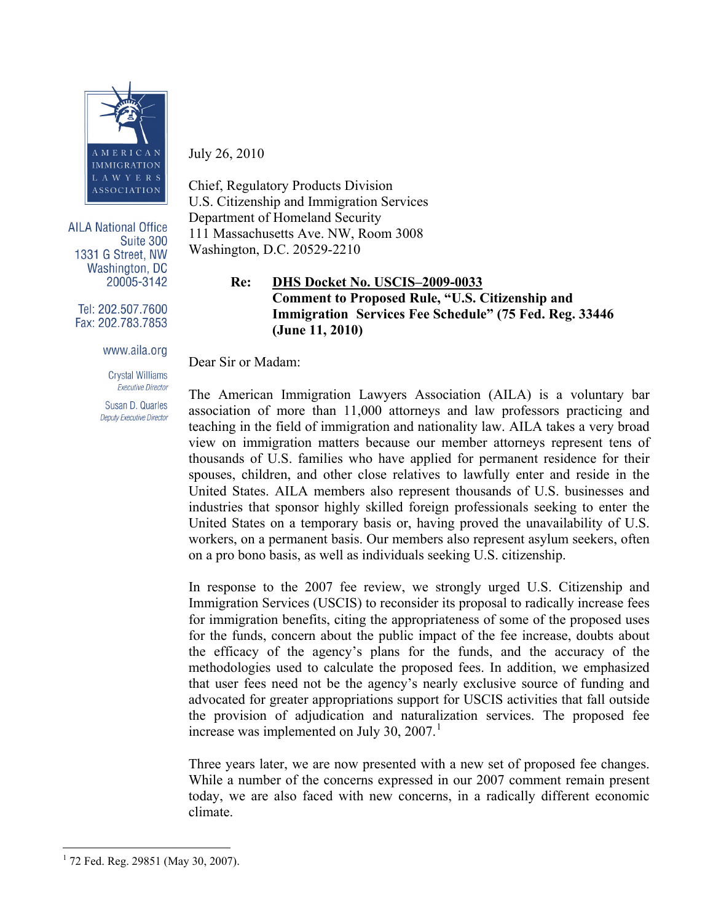AMERICAN IMMIGRATION LAWYERS ASSOCIATION

AILA National Office
Suite 300
1331 G Street, NW
Washington, DC
20005-3142

Tel: 202.507.7600
Fax: 202.783.7853

www.aila.org

Crystal Williams
*Executive Director*

Susan D. Quarles
*Deputy Executive Director*

July 26, 2010

Chief, Regulatory Products Division
U.S. Citizenship and Immigration Services
Department of Homeland Security
111 Massachusetts Ave. NW, Room 3008
Washington, D.C. 20529-2210

**Re: DHS Docket No. USCIS–2009-0033**
**Comment to Proposed Rule, "U.S. Citizenship and Immigration Services Fee Schedule" (75 Fed. Reg. 33446 (June 11, 2010)**

Dear Sir or Madam:

The American Immigration Lawyers Association (AILA) is a voluntary bar association of more than 11,000 attorneys and law professors practicing and teaching in the field of immigration and nationality law. AILA takes a very broad view on immigration matters because our member attorneys represent tens of thousands of U.S. families who have applied for permanent residence for their spouses, children, and other close relatives to lawfully enter and reside in the United States. AILA members also represent thousands of U.S. businesses and industries that sponsor highly skilled foreign professionals seeking to enter the United States on a temporary basis or, having proved the unavailability of U.S. workers, on a permanent basis. Our members also represent asylum seekers, often on a pro bono basis, as well as individuals seeking U.S. citizenship.

In response to the 2007 fee review, we strongly urged U.S. Citizenship and Immigration Services (USCIS) to reconsider its proposal to radically increase fees for immigration benefits, citing the appropriateness of some of the proposed uses for the funds, concern about the public impact of the fee increase, doubts about the efficacy of the agency's plans for the funds, and the accuracy of the methodologies used to calculate the proposed fees. In addition, we emphasized that user fees need not be the agency's nearly exclusive source of funding and advocated for greater appropriations support for USCIS activities that fall outside the provision of adjudication and naturalization services. The proposed fee increase was implemented on July 30, 2007.[1]

Three years later, we are now presented with a new set of proposed fee changes. While a number of the concerns expressed in our 2007 comment remain present today, we are also faced with new concerns, in a radically different economic climate.

[1] 72 Fed. Reg. 29851 (May 30, 2007).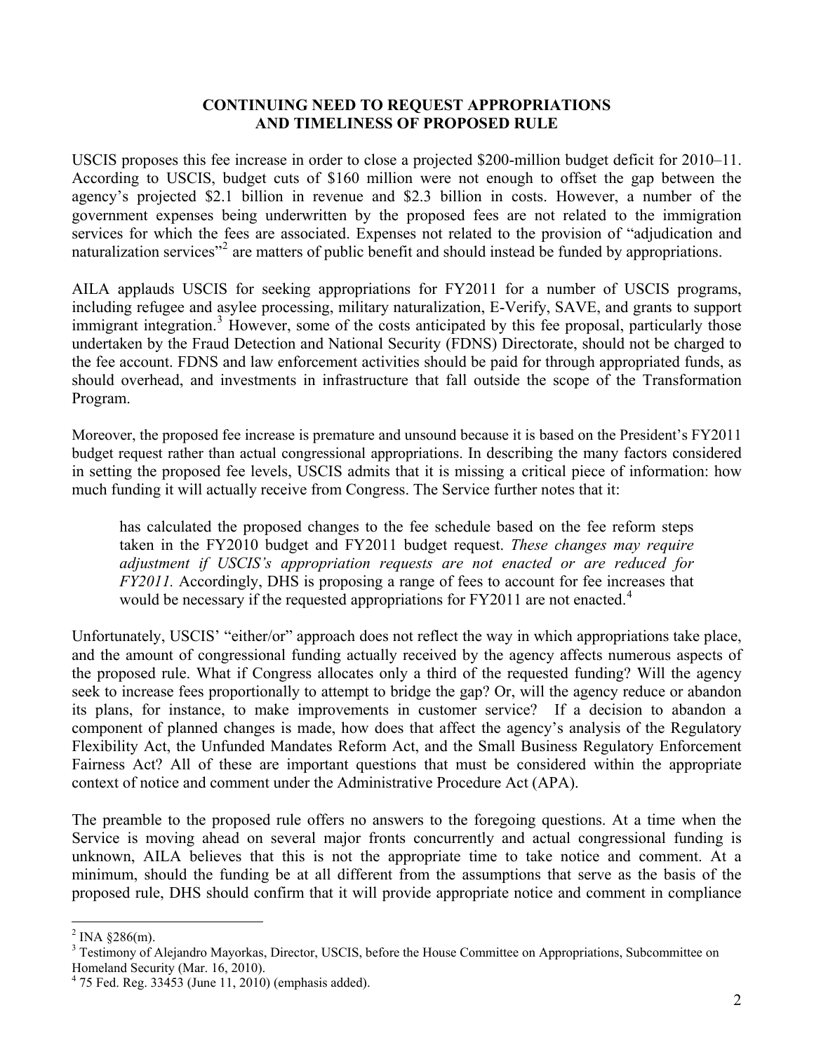## CONTINUING NEED TO REQUEST APPROPRIATIONS AND TIMELINESS OF PROPOSED RULE

USCIS proposes this fee increase in order to close a projected \$200-million budget deficit for 2010–11. According to USCIS, budget cuts of \$160 million were not enough to offset the gap between the agency's projected \$2.1 billion in revenue and \$2.3 billion in costs. However, a number of the government expenses being underwritten by the proposed fees are not related to the immigration services for which the fees are associated. Expenses not related to the provision of "adjudication and naturalization services"[2] are matters of public benefit and should instead be funded by appropriations.

AILA applauds USCIS for seeking appropriations for FY2011 for a number of USCIS programs, including refugee and asylee processing, military naturalization, E-Verify, SAVE, and grants to support immigrant integration.[3] However, some of the costs anticipated by this fee proposal, particularly those undertaken by the Fraud Detection and National Security (FDNS) Directorate, should not be charged to the fee account. FDNS and law enforcement activities should be paid for through appropriated funds, as should overhead, and investments in infrastructure that fall outside the scope of the Transformation Program.

Moreover, the proposed fee increase is premature and unsound because it is based on the President's FY2011 budget request rather than actual congressional appropriations. In describing the many factors considered in setting the proposed fee levels, USCIS admits that it is missing a critical piece of information: how much funding it will actually receive from Congress. The Service further notes that it:

> has calculated the proposed changes to the fee schedule based on the fee reform steps taken in the FY2010 budget and FY2011 budget request. *These changes may require adjustment if USCIS's appropriation requests are not enacted or are reduced for FY2011.* Accordingly, DHS is proposing a range of fees to account for fee increases that would be necessary if the requested appropriations for FY2011 are not enacted.[4]

Unfortunately, USCIS' "either/or" approach does not reflect the way in which appropriations take place, and the amount of congressional funding actually received by the agency affects numerous aspects of the proposed rule. What if Congress allocates only a third of the requested funding? Will the agency seek to increase fees proportionally to attempt to bridge the gap? Or, will the agency reduce or abandon its plans, for instance, to make improvements in customer service? If a decision to abandon a component of planned changes is made, how does that affect the agency's analysis of the Regulatory Flexibility Act, the Unfunded Mandates Reform Act, and the Small Business Regulatory Enforcement Fairness Act? All of these are important questions that must be considered within the appropriate context of notice and comment under the Administrative Procedure Act (APA).

The preamble to the proposed rule offers no answers to the foregoing questions. At a time when the Service is moving ahead on several major fronts concurrently and actual congressional funding is unknown, AILA believes that this is not the appropriate time to take notice and comment. At a minimum, should the funding be at all different from the assumptions that serve as the basis of the proposed rule, DHS should confirm that it will provide appropriate notice and comment in compliance

---

[2] INA §286(m).

[3] Testimony of Alejandro Mayorkas, Director, USCIS, before the House Committee on Appropriations, Subcommittee on Homeland Security (Mar. 16, 2010).

[4] 75 Fed. Reg. 33453 (June 11, 2010) (emphasis added).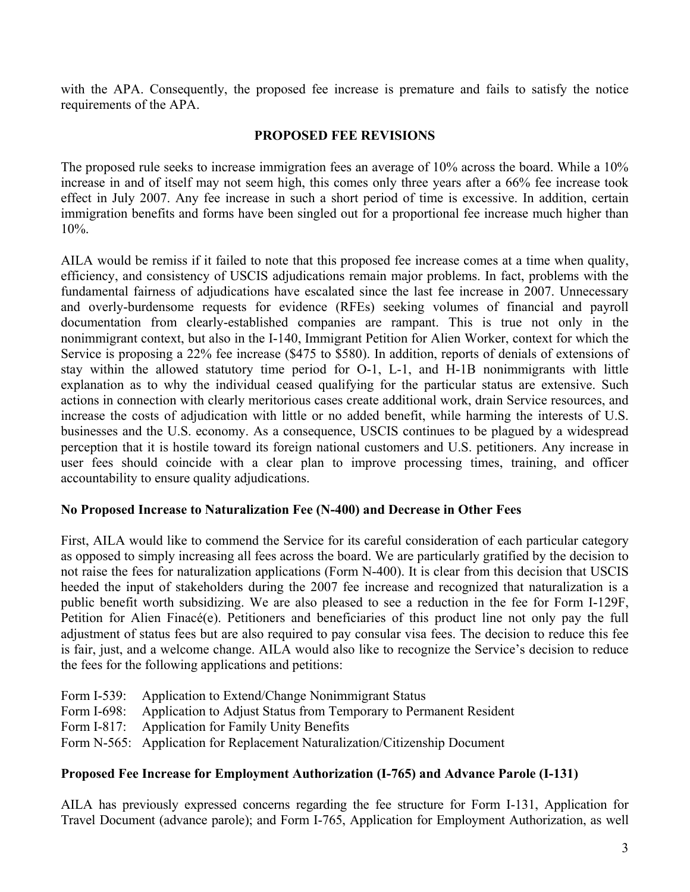with the APA. Consequently, the proposed fee increase is premature and fails to satisfy the notice requirements of the APA.

## PROPOSED FEE REVISIONS

The proposed rule seeks to increase immigration fees an average of 10% across the board. While a 10% increase in and of itself may not seem high, this comes only three years after a 66% fee increase took effect in July 2007. Any fee increase in such a short period of time is excessive. In addition, certain immigration benefits and forms have been singled out for a proportional fee increase much higher than 10%.

AILA would be remiss if it failed to note that this proposed fee increase comes at a time when quality, efficiency, and consistency of USCIS adjudications remain major problems. In fact, problems with the fundamental fairness of adjudications have escalated since the last fee increase in 2007. Unnecessary and overly-burdensome requests for evidence (RFEs) seeking volumes of financial and payroll documentation from clearly-established companies are rampant. This is true not only in the nonimmigrant context, but also in the I-140, Immigrant Petition for Alien Worker, context for which the Service is proposing a 22% fee increase ($475 to $580). In addition, reports of denials of extensions of stay within the allowed statutory time period for O-1, L-1, and H-1B nonimmigrants with little explanation as to why the individual ceased qualifying for the particular status are extensive. Such actions in connection with clearly meritorious cases create additional work, drain Service resources, and increase the costs of adjudication with little or no added benefit, while harming the interests of U.S. businesses and the U.S. economy. As a consequence, USCIS continues to be plagued by a widespread perception that it is hostile toward its foreign national customers and U.S. petitioners. Any increase in user fees should coincide with a clear plan to improve processing times, training, and officer accountability to ensure quality adjudications.

### No Proposed Increase to Naturalization Fee (N-400) and Decrease in Other Fees

First, AILA would like to commend the Service for its careful consideration of each particular category as opposed to simply increasing all fees across the board. We are particularly gratified by the decision to not raise the fees for naturalization applications (Form N-400). It is clear from this decision that USCIS heeded the input of stakeholders during the 2007 fee increase and recognized that naturalization is a public benefit worth subsidizing. We are also pleased to see a reduction in the fee for Form I-129F, Petition for Alien Finacé(e). Petitioners and beneficiaries of this product line not only pay the full adjustment of status fees but are also required to pay consular visa fees. The decision to reduce this fee is fair, just, and a welcome change. AILA would also like to recognize the Service's decision to reduce the fees for the following applications and petitions:

- Form I-539: Application to Extend/Change Nonimmigrant Status
- Form I-698: Application to Adjust Status from Temporary to Permanent Resident
- Form I-817: Application for Family Unity Benefits
- Form N-565: Application for Replacement Naturalization/Citizenship Document

### Proposed Fee Increase for Employment Authorization (I-765) and Advance Parole (I-131)

AILA has previously expressed concerns regarding the fee structure for Form I-131, Application for Travel Document (advance parole); and Form I-765, Application for Employment Authorization, as well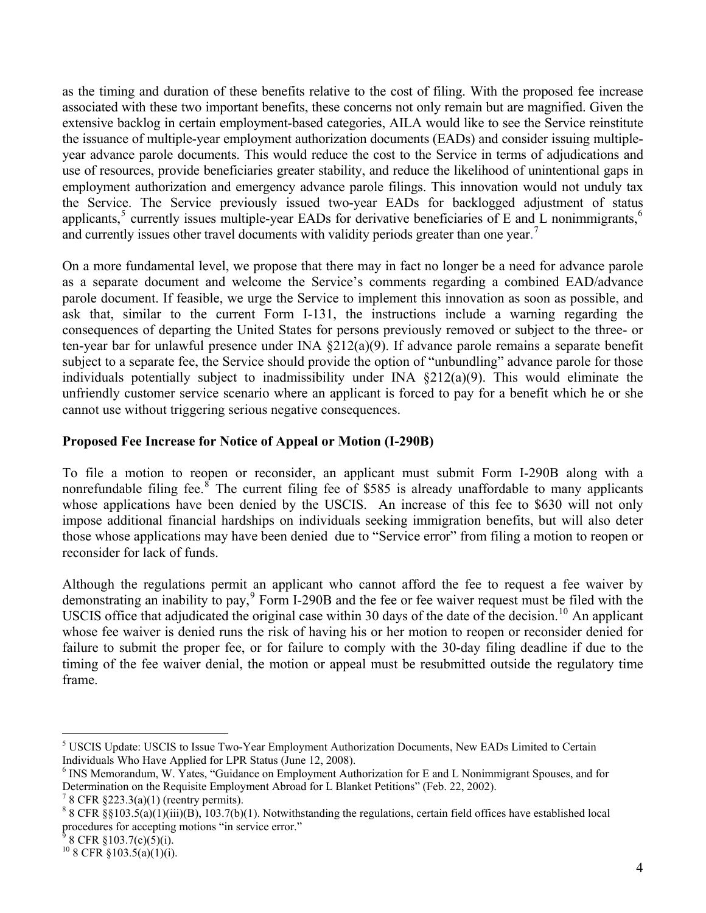as the timing and duration of these benefits relative to the cost of filing. With the proposed fee increase associated with these two important benefits, these concerns not only remain but are magnified. Given the extensive backlog in certain employment-based categories, AILA would like to see the Service reinstitute the issuance of multiple-year employment authorization documents (EADs) and consider issuing multiple-year advance parole documents. This would reduce the cost to the Service in terms of adjudications and use of resources, provide beneficiaries greater stability, and reduce the likelihood of unintentional gaps in employment authorization and emergency advance parole filings. This innovation would not unduly tax the Service. The Service previously issued two-year EADs for backlogged adjustment of status applicants,[5] currently issues multiple-year EADs for derivative beneficiaries of E and L nonimmigrants,[6] and currently issues other travel documents with validity periods greater than one year.[7]

On a more fundamental level, we propose that there may in fact no longer be a need for advance parole as a separate document and welcome the Service's comments regarding a combined EAD/advance parole document. If feasible, we urge the Service to implement this innovation as soon as possible, and ask that, similar to the current Form I-131, the instructions include a warning regarding the consequences of departing the United States for persons previously removed or subject to the three- or ten-year bar for unlawful presence under INA §212(a)(9). If advance parole remains a separate benefit subject to a separate fee, the Service should provide the option of "unbundling" advance parole for those individuals potentially subject to inadmissibility under INA §212(a)(9). This would eliminate the unfriendly customer service scenario where an applicant is forced to pay for a benefit which he or she cannot use without triggering serious negative consequences.

**Proposed Fee Increase for Notice of Appeal or Motion (I-290B)**

To file a motion to reopen or reconsider, an applicant must submit Form I-290B along with a nonrefundable filing fee.[8] The current filing fee of $585 is already unaffordable to many applicants whose applications have been denied by the USCIS. An increase of this fee to $630 will not only impose additional financial hardships on individuals seeking immigration benefits, but will also deter those whose applications may have been denied due to "Service error" from filing a motion to reopen or reconsider for lack of funds.

Although the regulations permit an applicant who cannot afford the fee to request a fee waiver by demonstrating an inability to pay,[9] Form I-290B and the fee or fee waiver request must be filed with the USCIS office that adjudicated the original case within 30 days of the date of the decision.[10] An applicant whose fee waiver is denied runs the risk of having his or her motion to reopen or reconsider denied for failure to submit the proper fee, or for failure to comply with the 30-day filing deadline if due to the timing of the fee waiver denial, the motion or appeal must be resubmitted outside the regulatory time frame.

---

[5] USCIS Update: USCIS to Issue Two-Year Employment Authorization Documents, New EADs Limited to Certain Individuals Who Have Applied for LPR Status (June 12, 2008).

[6] INS Memorandum, W. Yates, "Guidance on Employment Authorization for E and L Nonimmigrant Spouses, and for Determination on the Requisite Employment Abroad for L Blanket Petitions" (Feb. 22, 2002).

[7] 8 CFR §223.3(a)(1) (reentry permits).

[8] 8 CFR §§103.5(a)(1)(iii)(B), 103.7(b)(1). Notwithstanding the regulations, certain field offices have established local procedures for accepting motions "in service error."

[9] 8 CFR §103.7(c)(5)(i).

[10] 8 CFR §103.5(a)(1)(i).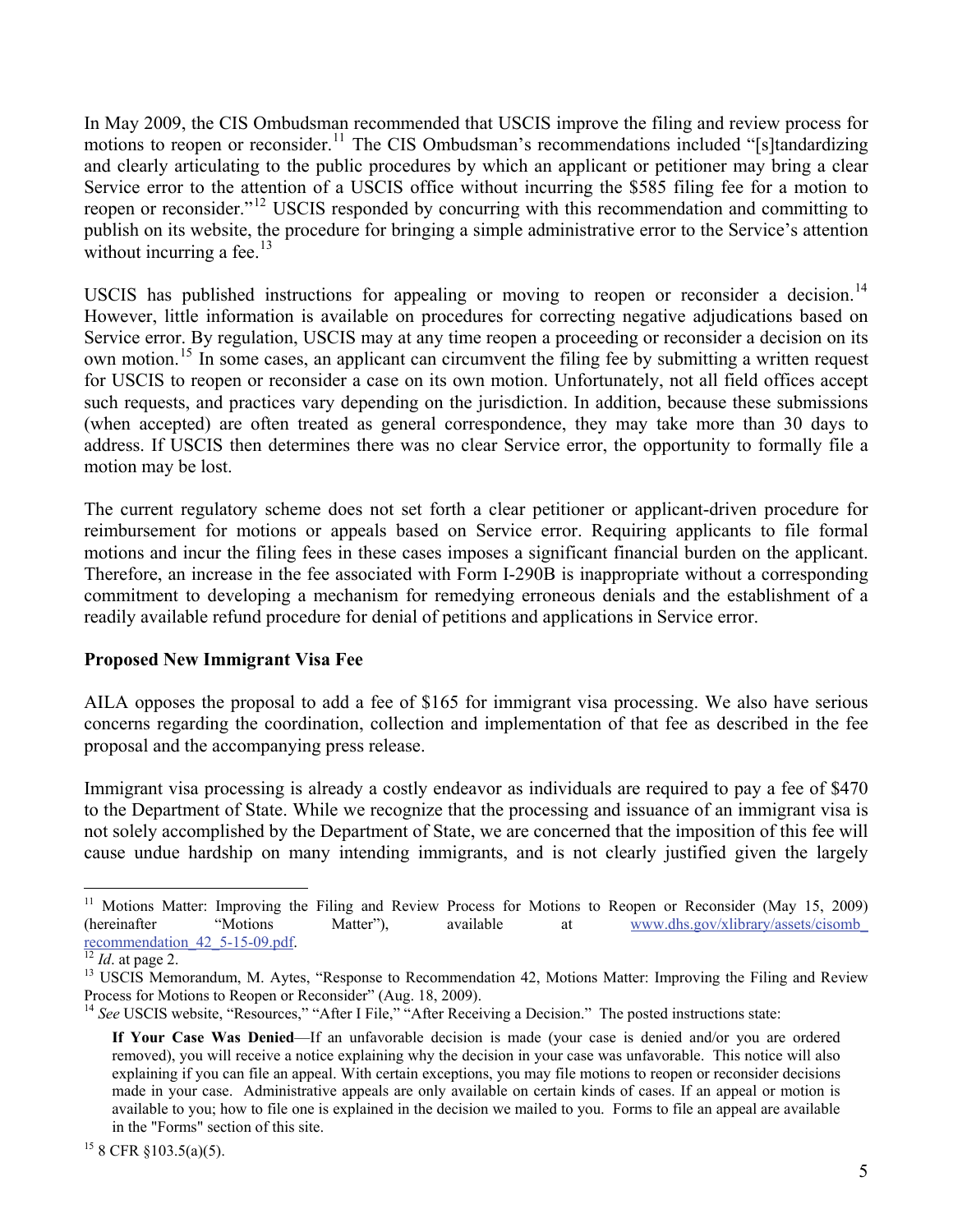In May 2009, the CIS Ombudsman recommended that USCIS improve the filing and review process for motions to reopen or reconsider.[11] The CIS Ombudsman's recommendations included "[s]tandardizing and clearly articulating to the public procedures by which an applicant or petitioner may bring a clear Service error to the attention of a USCIS office without incurring the $585 filing fee for a motion to reopen or reconsider."[12] USCIS responded by concurring with this recommendation and committing to publish on its website, the procedure for bringing a simple administrative error to the Service's attention without incurring a fee.[13]

USCIS has published instructions for appealing or moving to reopen or reconsider a decision.[14] However, little information is available on procedures for correcting negative adjudications based on Service error. By regulation, USCIS may at any time reopen a proceeding or reconsider a decision on its own motion.[15] In some cases, an applicant can circumvent the filing fee by submitting a written request for USCIS to reopen or reconsider a case on its own motion. Unfortunately, not all field offices accept such requests, and practices vary depending on the jurisdiction. In addition, because these submissions (when accepted) are often treated as general correspondence, they may take more than 30 days to address. If USCIS then determines there was no clear Service error, the opportunity to formally file a motion may be lost.

The current regulatory scheme does not set forth a clear petitioner or applicant-driven procedure for reimbursement for motions or appeals based on Service error. Requiring applicants to file formal motions and incur the filing fees in these cases imposes a significant financial burden on the applicant. Therefore, an increase in the fee associated with Form I-290B is inappropriate without a corresponding commitment to developing a mechanism for remedying erroneous denials and the establishment of a readily available refund procedure for denial of petitions and applications in Service error.

**Proposed New Immigrant Visa Fee**

AILA opposes the proposal to add a fee of $165 for immigrant visa processing. We also have serious concerns regarding the coordination, collection and implementation of that fee as described in the fee proposal and the accompanying press release.

Immigrant visa processing is already a costly endeavor as individuals are required to pay a fee of $470 to the Department of State. While we recognize that the processing and issuance of an immigrant visa is not solely accomplished by the Department of State, we are concerned that the imposition of this fee will cause undue hardship on many intending immigrants, and is not clearly justified given the largely

---

[11] Motions Matter: Improving the Filing and Review Process for Motions to Reopen or Reconsider (May 15, 2009) (hereinafter "Motions Matter"), available at www.dhs.gov/xlibrary/assets/cisomb_recommendation_42_5-15-09.pdf.

[12] *Id*. at page 2.

[13] USCIS Memorandum, M. Aytes, "Response to Recommendation 42, Motions Matter: Improving the Filing and Review Process for Motions to Reopen or Reconsider" (Aug. 18, 2009).

[14] *See* USCIS website, "Resources," "After I File," "After Receiving a Decision." The posted instructions state:

> **If Your Case Was Denied**—If an unfavorable decision is made (your case is denied and/or you are ordered removed), you will receive a notice explaining why the decision in your case was unfavorable. This notice will also explaining if you can file an appeal. With certain exceptions, you may file motions to reopen or reconsider decisions made in your case. Administrative appeals are only available on certain kinds of cases. If an appeal or motion is available to you; how to file one is explained in the decision we mailed to you. Forms to file an appeal are available in the "Forms" section of this site.

[15] 8 CFR §103.5(a)(5).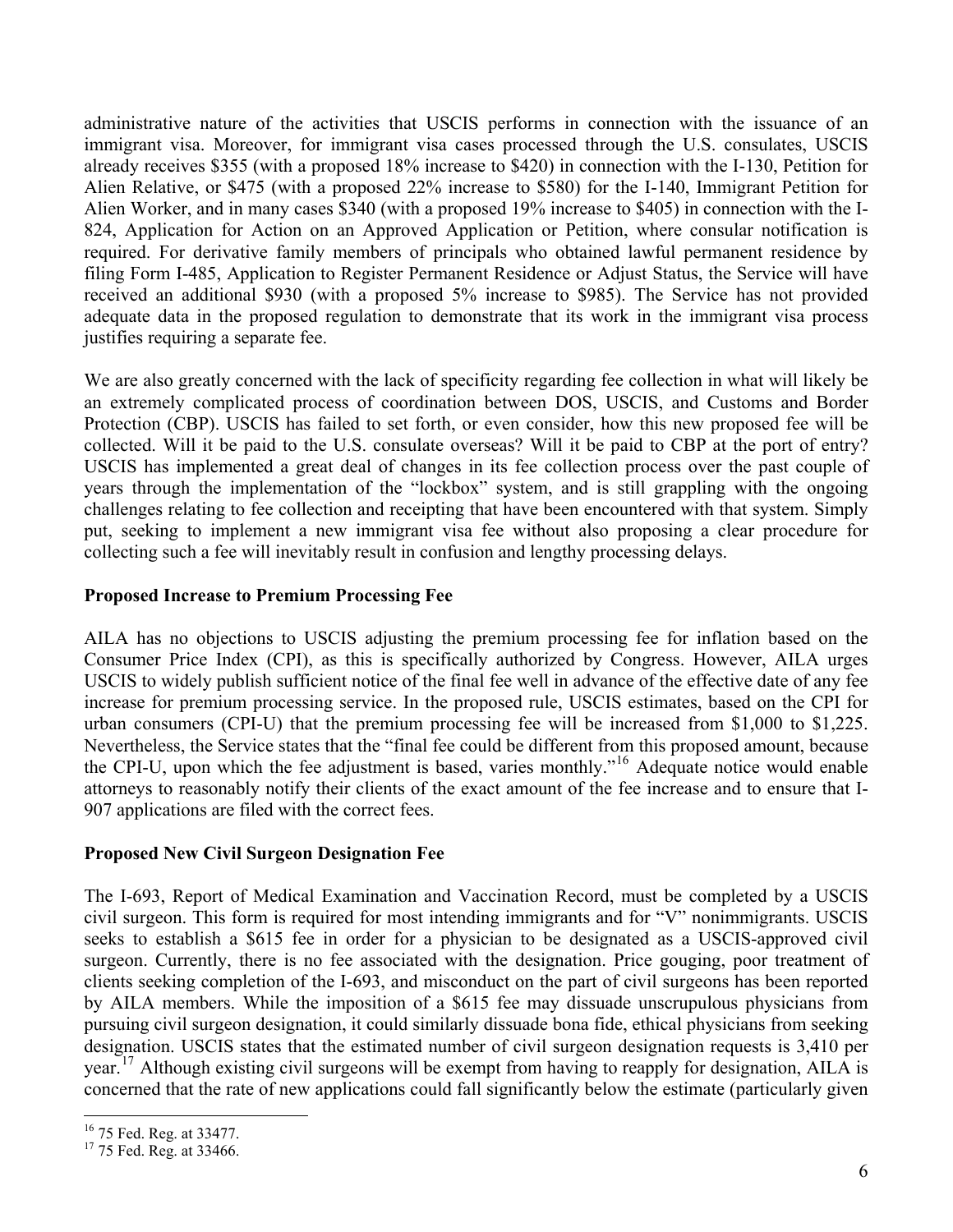administrative nature of the activities that USCIS performs in connection with the issuance of an immigrant visa. Moreover, for immigrant visa cases processed through the U.S. consulates, USCIS already receives $355 (with a proposed 18% increase to $420) in connection with the I-130, Petition for Alien Relative, or $475 (with a proposed 22% increase to $580) for the I-140, Immigrant Petition for Alien Worker, and in many cases $340 (with a proposed 19% increase to $405) in connection with the I-824, Application for Action on an Approved Application or Petition, where consular notification is required. For derivative family members of principals who obtained lawful permanent residence by filing Form I-485, Application to Register Permanent Residence or Adjust Status, the Service will have received an additional $930 (with a proposed 5% increase to $985). The Service has not provided adequate data in the proposed regulation to demonstrate that its work in the immigrant visa process justifies requiring a separate fee.

We are also greatly concerned with the lack of specificity regarding fee collection in what will likely be an extremely complicated process of coordination between DOS, USCIS, and Customs and Border Protection (CBP). USCIS has failed to set forth, or even consider, how this new proposed fee will be collected. Will it be paid to the U.S. consulate overseas? Will it be paid to CBP at the port of entry? USCIS has implemented a great deal of changes in its fee collection process over the past couple of years through the implementation of the "lockbox" system, and is still grappling with the ongoing challenges relating to fee collection and receipting that have been encountered with that system. Simply put, seeking to implement a new immigrant visa fee without also proposing a clear procedure for collecting such a fee will inevitably result in confusion and lengthy processing delays.

**Proposed Increase to Premium Processing Fee**

AILA has no objections to USCIS adjusting the premium processing fee for inflation based on the Consumer Price Index (CPI), as this is specifically authorized by Congress. However, AILA urges USCIS to widely publish sufficient notice of the final fee well in advance of the effective date of any fee increase for premium processing service. In the proposed rule, USCIS estimates, based on the CPI for urban consumers (CPI-U) that the premium processing fee will be increased from $1,000 to $1,225. Nevertheless, the Service states that the "final fee could be different from this proposed amount, because the CPI-U, upon which the fee adjustment is based, varies monthly."[16] Adequate notice would enable attorneys to reasonably notify their clients of the exact amount of the fee increase and to ensure that I-907 applications are filed with the correct fees.

**Proposed New Civil Surgeon Designation Fee**

The I-693, Report of Medical Examination and Vaccination Record, must be completed by a USCIS civil surgeon. This form is required for most intending immigrants and for "V" nonimmigrants. USCIS seeks to establish a $615 fee in order for a physician to be designated as a USCIS-approved civil surgeon. Currently, there is no fee associated with the designation. Price gouging, poor treatment of clients seeking completion of the I-693, and misconduct on the part of civil surgeons has been reported by AILA members. While the imposition of a $615 fee may dissuade unscrupulous physicians from pursuing civil surgeon designation, it could similarly dissuade bona fide, ethical physicians from seeking designation. USCIS states that the estimated number of civil surgeon designation requests is 3,410 per year.[17] Although existing civil surgeons will be exempt from having to reapply for designation, AILA is concerned that the rate of new applications could fall significantly below the estimate (particularly given

---

[16] 75 Fed. Reg. at 33477.

[17] 75 Fed. Reg. at 33466.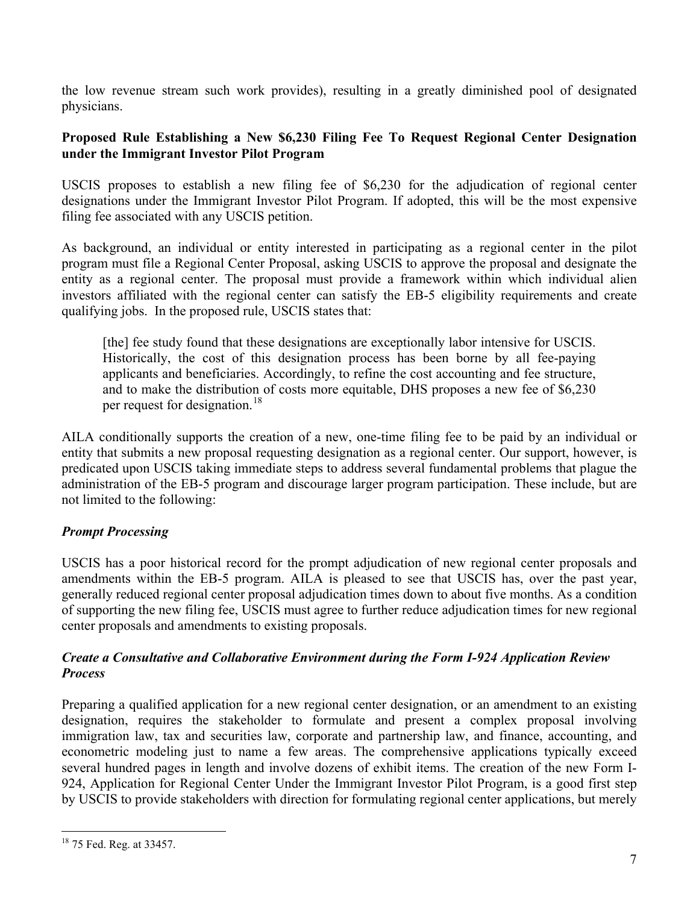the low revenue stream such work provides), resulting in a greatly diminished pool of designated physicians.

**Proposed Rule Establishing a New $6,230 Filing Fee To Request Regional Center Designation under the Immigrant Investor Pilot Program**

USCIS proposes to establish a new filing fee of $6,230 for the adjudication of regional center designations under the Immigrant Investor Pilot Program. If adopted, this will be the most expensive filing fee associated with any USCIS petition.

As background, an individual or entity interested in participating as a regional center in the pilot program must file a Regional Center Proposal, asking USCIS to approve the proposal and designate the entity as a regional center. The proposal must provide a framework within which individual alien investors affiliated with the regional center can satisfy the EB-5 eligibility requirements and create qualifying jobs. In the proposed rule, USCIS states that:

> [the] fee study found that these designations are exceptionally labor intensive for USCIS. Historically, the cost of this designation process has been borne by all fee-paying applicants and beneficiaries. Accordingly, to refine the cost accounting and fee structure, and to make the distribution of costs more equitable, DHS proposes a new fee of $6,230 per request for designation.[18]

AILA conditionally supports the creation of a new, one-time filing fee to be paid by an individual or entity that submits a new proposal requesting designation as a regional center. Our support, however, is predicated upon USCIS taking immediate steps to address several fundamental problems that plague the administration of the EB-5 program and discourage larger program participation. These include, but are not limited to the following:

***Prompt Processing***

USCIS has a poor historical record for the prompt adjudication of new regional center proposals and amendments within the EB-5 program. AILA is pleased to see that USCIS has, over the past year, generally reduced regional center proposal adjudication times down to about five months. As a condition of supporting the new filing fee, USCIS must agree to further reduce adjudication times for new regional center proposals and amendments to existing proposals.

***Create a Consultative and Collaborative Environment during the Form I-924 Application Review Process***

Preparing a qualified application for a new regional center designation, or an amendment to an existing designation, requires the stakeholder to formulate and present a complex proposal involving immigration law, tax and securities law, corporate and partnership law, and finance, accounting, and econometric modeling just to name a few areas. The comprehensive applications typically exceed several hundred pages in length and involve dozens of exhibit items. The creation of the new Form I-924, Application for Regional Center Under the Immigrant Investor Pilot Program, is a good first step by USCIS to provide stakeholders with direction for formulating regional center applications, but merely

[18] 75 Fed. Reg. at 33457.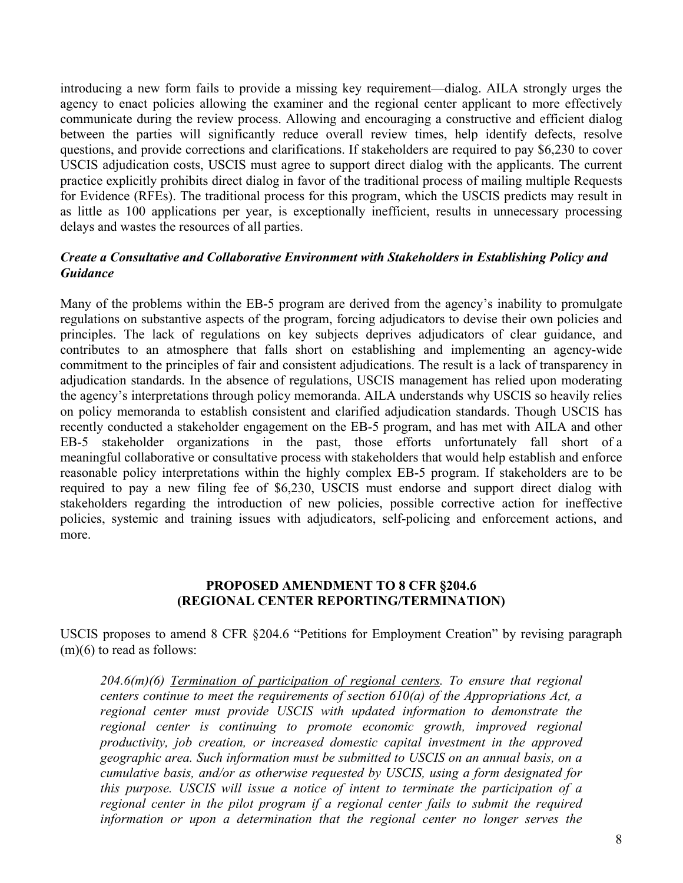introducing a new form fails to provide a missing key requirement—dialog. AILA strongly urges the agency to enact policies allowing the examiner and the regional center applicant to more effectively communicate during the review process. Allowing and encouraging a constructive and efficient dialog between the parties will significantly reduce overall review times, help identify defects, resolve questions, and provide corrections and clarifications. If stakeholders are required to pay $6,230 to cover USCIS adjudication costs, USCIS must agree to support direct dialog with the applicants. The current practice explicitly prohibits direct dialog in favor of the traditional process of mailing multiple Requests for Evidence (RFEs). The traditional process for this program, which the USCIS predicts may result in as little as 100 applications per year, is exceptionally inefficient, results in unnecessary processing delays and wastes the resources of all parties.

***Create a Consultative and Collaborative Environment with Stakeholders in Establishing Policy and Guidance***

Many of the problems within the EB-5 program are derived from the agency's inability to promulgate regulations on substantive aspects of the program, forcing adjudicators to devise their own policies and principles. The lack of regulations on key subjects deprives adjudicators of clear guidance, and contributes to an atmosphere that falls short on establishing and implementing an agency-wide commitment to the principles of fair and consistent adjudications. The result is a lack of transparency in adjudication standards. In the absence of regulations, USCIS management has relied upon moderating the agency's interpretations through policy memoranda. AILA understands why USCIS so heavily relies on policy memoranda to establish consistent and clarified adjudication standards. Though USCIS has recently conducted a stakeholder engagement on the EB-5 program, and has met with AILA and other EB-5 stakeholder organizations in the past, those efforts unfortunately fall short of a meaningful collaborative or consultative process with stakeholders that would help establish and enforce reasonable policy interpretations within the highly complex EB-5 program. If stakeholders are to be required to pay a new filing fee of $6,230, USCIS must endorse and support direct dialog with stakeholders regarding the introduction of new policies, possible corrective action for ineffective policies, systemic and training issues with adjudicators, self-policing and enforcement actions, and more.

**PROPOSED AMENDMENT TO 8 CFR §204.6**
**(REGIONAL CENTER REPORTING/TERMINATION)**

USCIS proposes to amend 8 CFR §204.6 "Petitions for Employment Creation" by revising paragraph (m)(6) to read as follows:

> *204.6(m)(6) <u>Termination of participation of regional centers</u>. To ensure that regional centers continue to meet the requirements of section 610(a) of the Appropriations Act, a regional center must provide USCIS with updated information to demonstrate the regional center is continuing to promote economic growth, improved regional productivity, job creation, or increased domestic capital investment in the approved geographic area. Such information must be submitted to USCIS on an annual basis, on a cumulative basis, and/or as otherwise requested by USCIS, using a form designated for this purpose. USCIS will issue a notice of intent to terminate the participation of a regional center in the pilot program if a regional center fails to submit the required information or upon a determination that the regional center no longer serves the*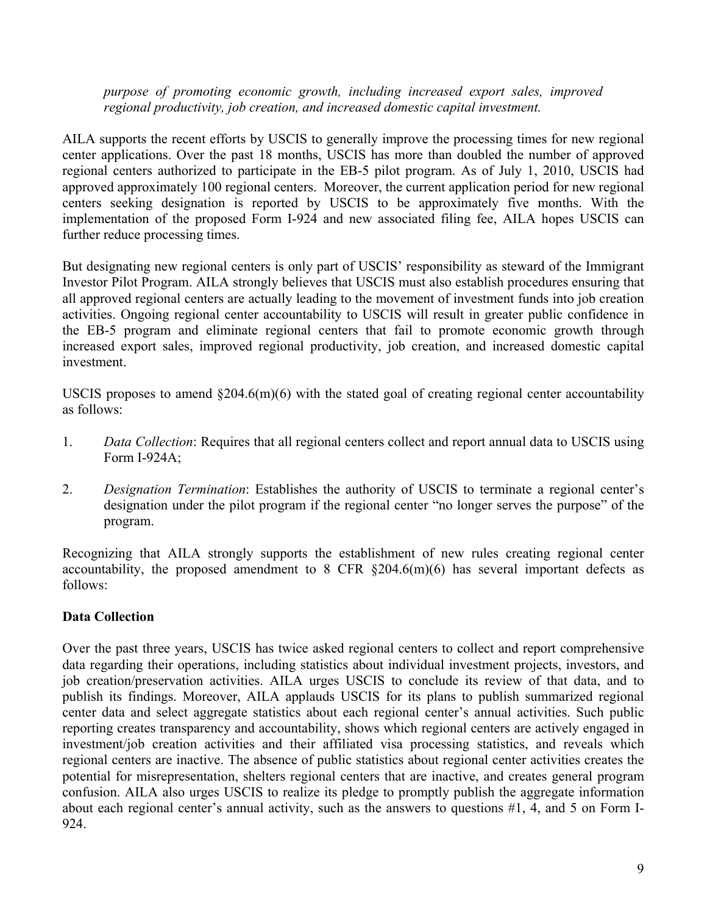*purpose of promoting economic growth, including increased export sales, improved regional productivity, job creation, and increased domestic capital investment.*

AILA supports the recent efforts by USCIS to generally improve the processing times for new regional center applications. Over the past 18 months, USCIS has more than doubled the number of approved regional centers authorized to participate in the EB-5 pilot program. As of July 1, 2010, USCIS had approved approximately 100 regional centers. Moreover, the current application period for new regional centers seeking designation is reported by USCIS to be approximately five months. With the implementation of the proposed Form I-924 and new associated filing fee, AILA hopes USCIS can further reduce processing times.

But designating new regional centers is only part of USCIS' responsibility as steward of the Immigrant Investor Pilot Program. AILA strongly believes that USCIS must also establish procedures ensuring that all approved regional centers are actually leading to the movement of investment funds into job creation activities. Ongoing regional center accountability to USCIS will result in greater public confidence in the EB-5 program and eliminate regional centers that fail to promote economic growth through increased export sales, improved regional productivity, job creation, and increased domestic capital investment.

USCIS proposes to amend §204.6(m)(6) with the stated goal of creating regional center accountability as follows:

1. *Data Collection*: Requires that all regional centers collect and report annual data to USCIS using Form I-924A;

2. *Designation Termination*: Establishes the authority of USCIS to terminate a regional center's designation under the pilot program if the regional center "no longer serves the purpose" of the program.

Recognizing that AILA strongly supports the establishment of new rules creating regional center accountability, the proposed amendment to 8 CFR §204.6(m)(6) has several important defects as follows:

**Data Collection**

Over the past three years, USCIS has twice asked regional centers to collect and report comprehensive data regarding their operations, including statistics about individual investment projects, investors, and job creation/preservation activities. AILA urges USCIS to conclude its review of that data, and to publish its findings. Moreover, AILA applauds USCIS for its plans to publish summarized regional center data and select aggregate statistics about each regional center's annual activities. Such public reporting creates transparency and accountability, shows which regional centers are actively engaged in investment/job creation activities and their affiliated visa processing statistics, and reveals which regional centers are inactive. The absence of public statistics about regional center activities creates the potential for misrepresentation, shelters regional centers that are inactive, and creates general program confusion. AILA also urges USCIS to realize its pledge to promptly publish the aggregate information about each regional center's annual activity, such as the answers to questions #1, 4, and 5 on Form I-924.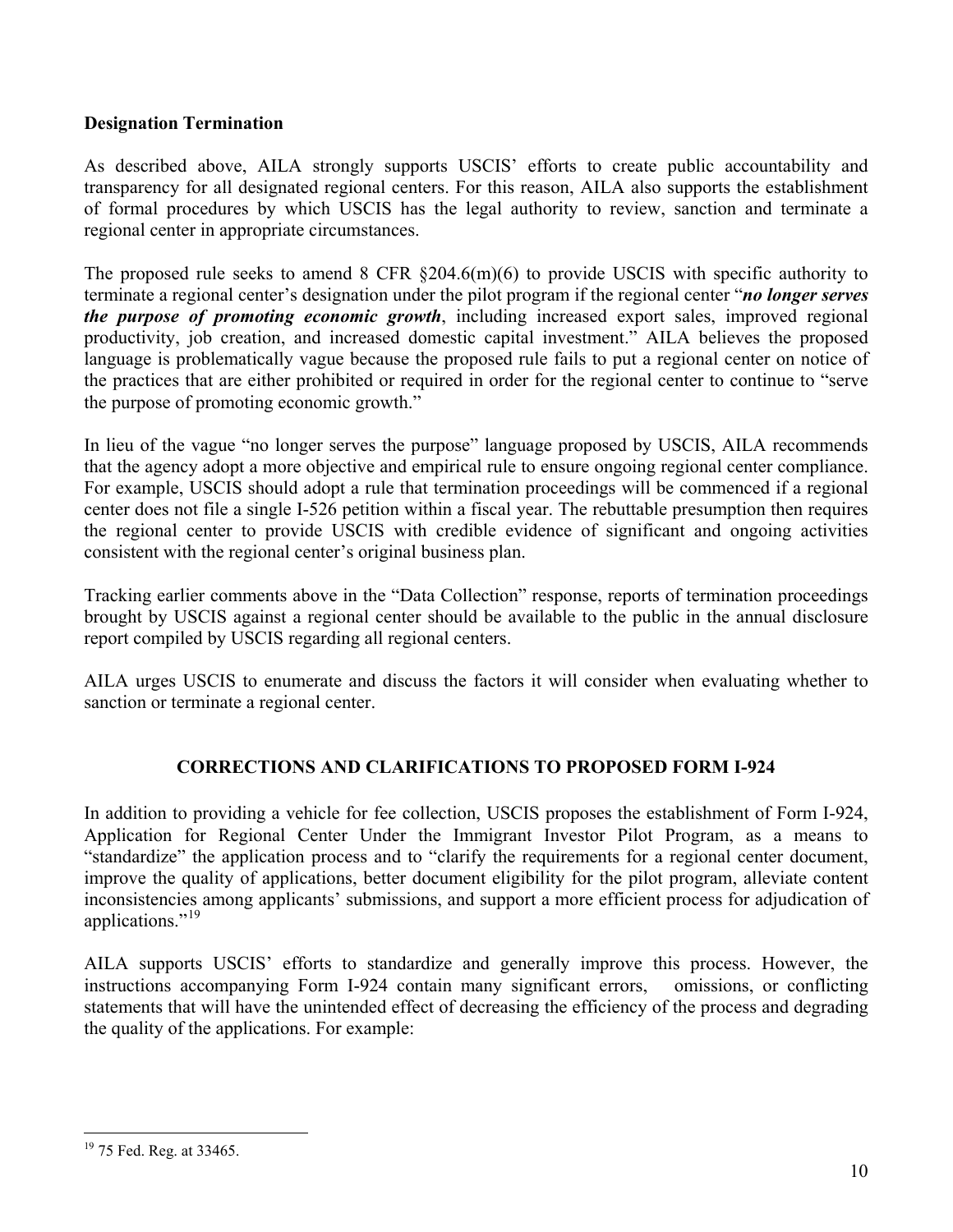**Designation Termination**

As described above, AILA strongly supports USCIS' efforts to create public accountability and transparency for all designated regional centers. For this reason, AILA also supports the establishment of formal procedures by which USCIS has the legal authority to review, sanction and terminate a regional center in appropriate circumstances.

The proposed rule seeks to amend 8 CFR §204.6(m)(6) to provide USCIS with specific authority to terminate a regional center's designation under the pilot program if the regional center "***no longer serves the purpose of promoting economic growth***, including increased export sales, improved regional productivity, job creation, and increased domestic capital investment." AILA believes the proposed language is problematically vague because the proposed rule fails to put a regional center on notice of the practices that are either prohibited or required in order for the regional center to continue to "serve the purpose of promoting economic growth."

In lieu of the vague "no longer serves the purpose" language proposed by USCIS, AILA recommends that the agency adopt a more objective and empirical rule to ensure ongoing regional center compliance. For example, USCIS should adopt a rule that termination proceedings will be commenced if a regional center does not file a single I-526 petition within a fiscal year. The rebuttable presumption then requires the regional center to provide USCIS with credible evidence of significant and ongoing activities consistent with the regional center's original business plan.

Tracking earlier comments above in the "Data Collection" response, reports of termination proceedings brought by USCIS against a regional center should be available to the public in the annual disclosure report compiled by USCIS regarding all regional centers.

AILA urges USCIS to enumerate and discuss the factors it will consider when evaluating whether to sanction or terminate a regional center.

## CORRECTIONS AND CLARIFICATIONS TO PROPOSED FORM I-924

In addition to providing a vehicle for fee collection, USCIS proposes the establishment of Form I-924, Application for Regional Center Under the Immigrant Investor Pilot Program, as a means to "standardize" the application process and to "clarify the requirements for a regional center document, improve the quality of applications, better document eligibility for the pilot program, alleviate content inconsistencies among applicants' submissions, and support a more efficient process for adjudication of applications."[19]

AILA supports USCIS' efforts to standardize and generally improve this process. However, the instructions accompanying Form I-924 contain many significant errors, omissions, or conflicting statements that will have the unintended effect of decreasing the efficiency of the process and degrading the quality of the applications. For example:

[19] 75 Fed. Reg. at 33465.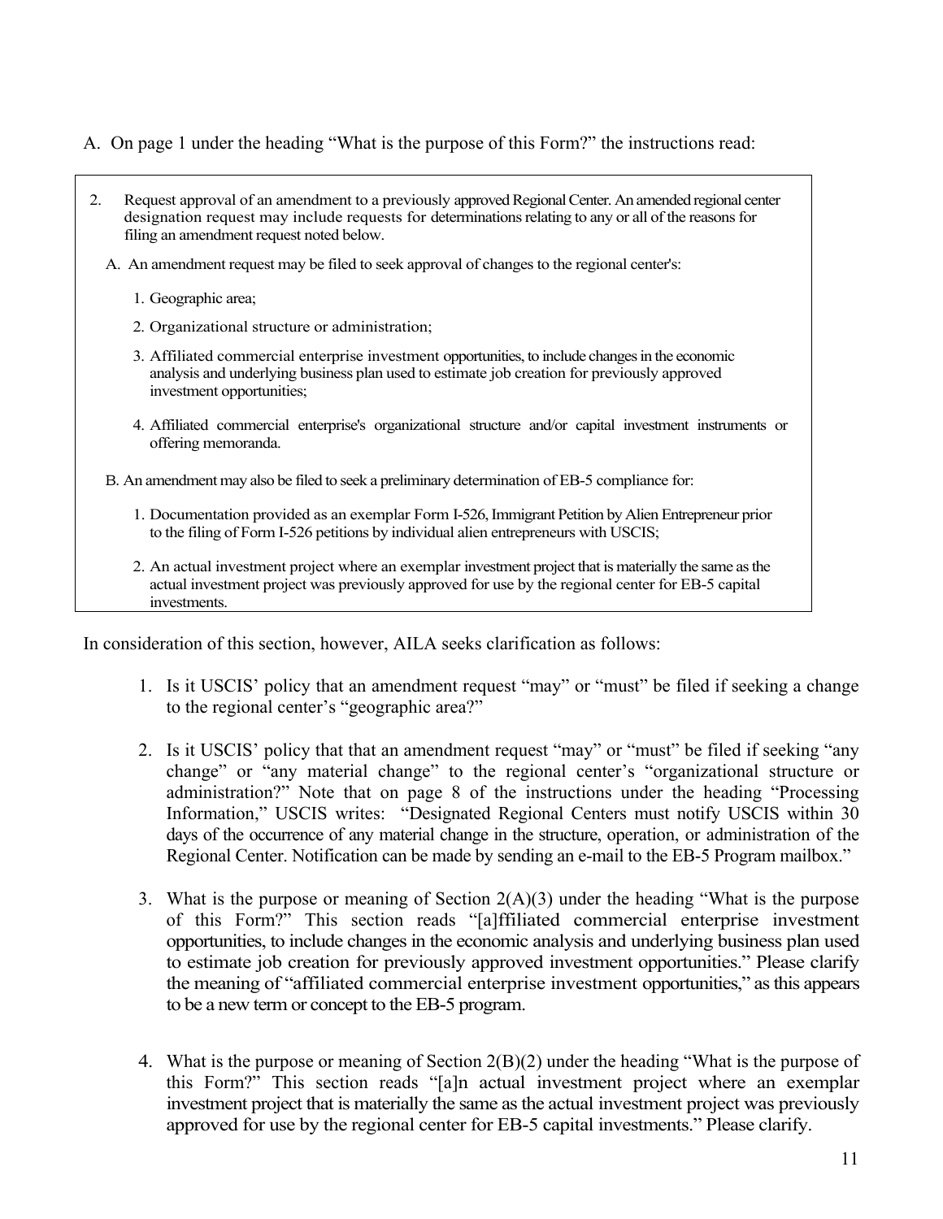A. On page 1 under the heading "What is the purpose of this Form?" the instructions read:

> 2. Request approval of an amendment to a previously approved Regional Center. An amended regional center designation request may include requests for determinations relating to any or all of the reasons for filing an amendment request noted below.
>
>    A. An amendment request may be filed to seek approval of changes to the regional center's:
>
>       1. Geographic area;
>       2. Organizational structure or administration;
>       3. Affiliated commercial enterprise investment opportunities, to include changes in the economic analysis and underlying business plan used to estimate job creation for previously approved investment opportunities;
>       4. Affiliated commercial enterprise's organizational structure and/or capital investment instruments or offering memoranda.
>
>    B. An amendment may also be filed to seek a preliminary determination of EB-5 compliance for:
>
>       1. Documentation provided as an exemplar Form I-526, Immigrant Petition by Alien Entrepreneur prior to the filing of Form I-526 petitions by individual alien entrepreneurs with USCIS;
>       2. An actual investment project where an exemplar investment project that is materially the same as the actual investment project was previously approved for use by the regional center for EB-5 capital investments.

In consideration of this section, however, AILA seeks clarification as follows:

1. Is it USCIS' policy that an amendment request "may" or "must" be filed if seeking a change to the regional center's "geographic area?"

2. Is it USCIS' policy that that an amendment request "may" or "must" be filed if seeking "any change" or "any material change" to the regional center's "organizational structure or administration?" Note that on page 8 of the instructions under the heading "Processing Information," USCIS writes: "Designated Regional Centers must notify USCIS within 30 days of the occurrence of any material change in the structure, operation, or administration of the Regional Center. Notification can be made by sending an e-mail to the EB-5 Program mailbox."

3. What is the purpose or meaning of Section 2(A)(3) under the heading "What is the purpose of this Form?" This section reads "[a]ffiliated commercial enterprise investment opportunities, to include changes in the economic analysis and underlying business plan used to estimate job creation for previously approved investment opportunities." Please clarify the meaning of "affiliated commercial enterprise investment opportunities," as this appears to be a new term or concept to the EB-5 program.

4. What is the purpose or meaning of Section 2(B)(2) under the heading "What is the purpose of this Form?" This section reads "[a]n actual investment project where an exemplar investment project that is materially the same as the actual investment project was previously approved for use by the regional center for EB-5 capital investments." Please clarify.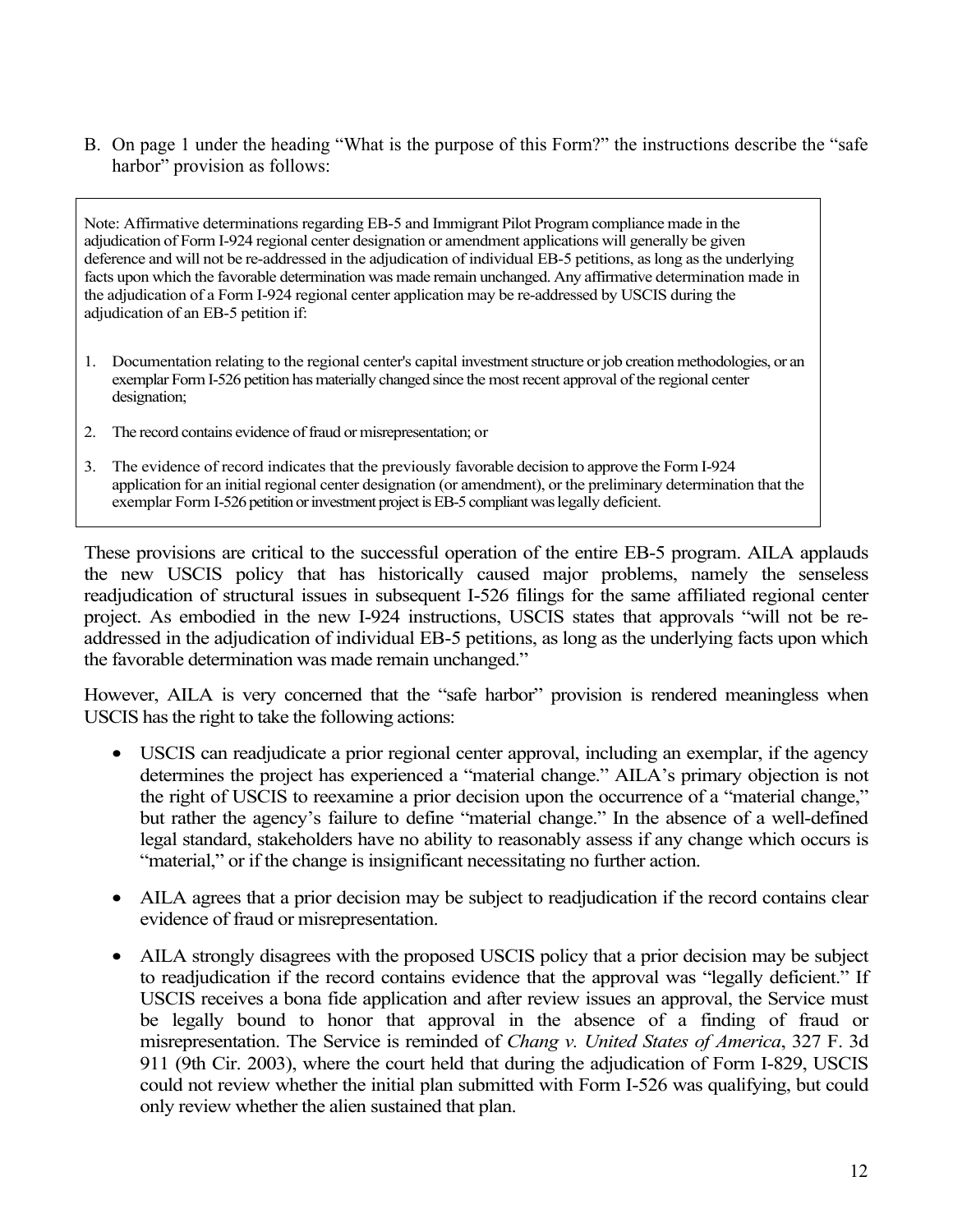B. On page 1 under the heading "What is the purpose of this Form?" the instructions describe the "safe harbor" provision as follows:

> Note: Affirmative determinations regarding EB-5 and Immigrant Pilot Program compliance made in the adjudication of Form I-924 regional center designation or amendment applications will generally be given deference and will not be re-addressed in the adjudication of individual EB-5 petitions, as long as the underlying facts upon which the favorable determination was made remain unchanged. Any affirmative determination made in the adjudication of a Form I-924 regional center application may be re-addressed by USCIS during the adjudication of an EB-5 petition if:
>
> 1. Documentation relating to the regional center's capital investment structure or job creation methodologies, or an exemplar Form I-526 petition has materially changed since the most recent approval of the regional center designation;
> 2. The record contains evidence of fraud or misrepresentation; or
> 3. The evidence of record indicates that the previously favorable decision to approve the Form I-924 application for an initial regional center designation (or amendment), or the preliminary determination that the exemplar Form I-526 petition or investment project is EB-5 compliant was legally deficient.

These provisions are critical to the successful operation of the entire EB-5 program. AILA applauds the new USCIS policy that has historically caused major problems, namely the senseless readjudication of structural issues in subsequent I-526 filings for the same affiliated regional center project. As embodied in the new I-924 instructions, USCIS states that approvals "will not be re-addressed in the adjudication of individual EB-5 petitions, as long as the underlying facts upon which the favorable determination was made remain unchanged."

However, AILA is very concerned that the "safe harbor" provision is rendered meaningless when USCIS has the right to take the following actions:

- USCIS can readjudicate a prior regional center approval, including an exemplar, if the agency determines the project has experienced a "material change." AILA's primary objection is not the right of USCIS to reexamine a prior decision upon the occurrence of a "material change," but rather the agency's failure to define "material change." In the absence of a well-defined legal standard, stakeholders have no ability to reasonably assess if any change which occurs is "material," or if the change is insignificant necessitating no further action.
- AILA agrees that a prior decision may be subject to readjudication if the record contains clear evidence of fraud or misrepresentation.
- AILA strongly disagrees with the proposed USCIS policy that a prior decision may be subject to readjudication if the record contains evidence that the approval was "legally deficient." If USCIS receives a bona fide application and after review issues an approval, the Service must be legally bound to honor that approval in the absence of a finding of fraud or misrepresentation. The Service is reminded of *Chang v. United States of America*, 327 F. 3d 911 (9th Cir. 2003), where the court held that during the adjudication of Form I-829, USCIS could not review whether the initial plan submitted with Form I-526 was qualifying, but could only review whether the alien sustained that plan.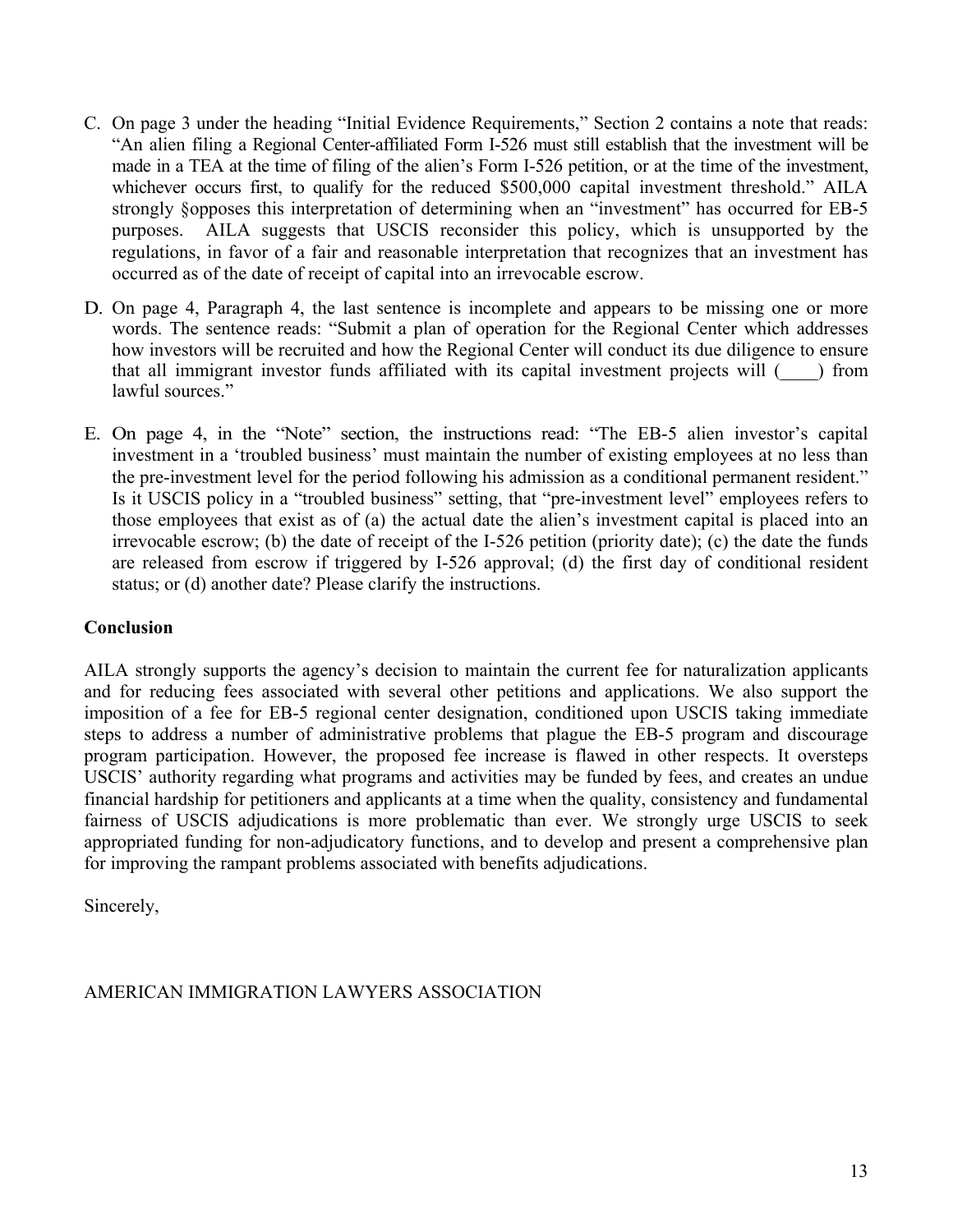C. On page 3 under the heading "Initial Evidence Requirements," Section 2 contains a note that reads: "An alien filing a Regional Center-affiliated Form I-526 must still establish that the investment will be made in a TEA at the time of filing of the alien's Form I-526 petition, or at the time of the investment, whichever occurs first, to qualify for the reduced $500,000 capital investment threshold." AILA strongly §opposes this interpretation of determining when an "investment" has occurred for EB-5 purposes. AILA suggests that USCIS reconsider this policy, which is unsupported by the regulations, in favor of a fair and reasonable interpretation that recognizes that an investment has occurred as of the date of receipt of capital into an irrevocable escrow.

D. On page 4, Paragraph 4, the last sentence is incomplete and appears to be missing one or more words. The sentence reads: "Submit a plan of operation for the Regional Center which addresses how investors will be recruited and how the Regional Center will conduct its due diligence to ensure that all immigrant investor funds affiliated with its capital investment projects will (____) from lawful sources."

E. On page 4, in the "Note" section, the instructions read: "The EB-5 alien investor's capital investment in a 'troubled business' must maintain the number of existing employees at no less than the pre-investment level for the period following his admission as a conditional permanent resident." Is it USCIS policy in a "troubled business" setting, that "pre-investment level" employees refers to those employees that exist as of (a) the actual date the alien's investment capital is placed into an irrevocable escrow; (b) the date of receipt of the I-526 petition (priority date); (c) the date the funds are released from escrow if triggered by I-526 approval; (d) the first day of conditional resident status; or (d) another date? Please clarify the instructions.

**Conclusion**

AILA strongly supports the agency's decision to maintain the current fee for naturalization applicants and for reducing fees associated with several other petitions and applications. We also support the imposition of a fee for EB-5 regional center designation, conditioned upon USCIS taking immediate steps to address a number of administrative problems that plague the EB-5 program and discourage program participation. However, the proposed fee increase is flawed in other respects. It oversteps USCIS' authority regarding what programs and activities may be funded by fees, and creates an undue financial hardship for petitioners and applicants at a time when the quality, consistency and fundamental fairness of USCIS adjudications is more problematic than ever. We strongly urge USCIS to seek appropriated funding for non-adjudicatory functions, and to develop and present a comprehensive plan for improving the rampant problems associated with benefits adjudications.

Sincerely,

AMERICAN IMMIGRATION LAWYERS ASSOCIATION